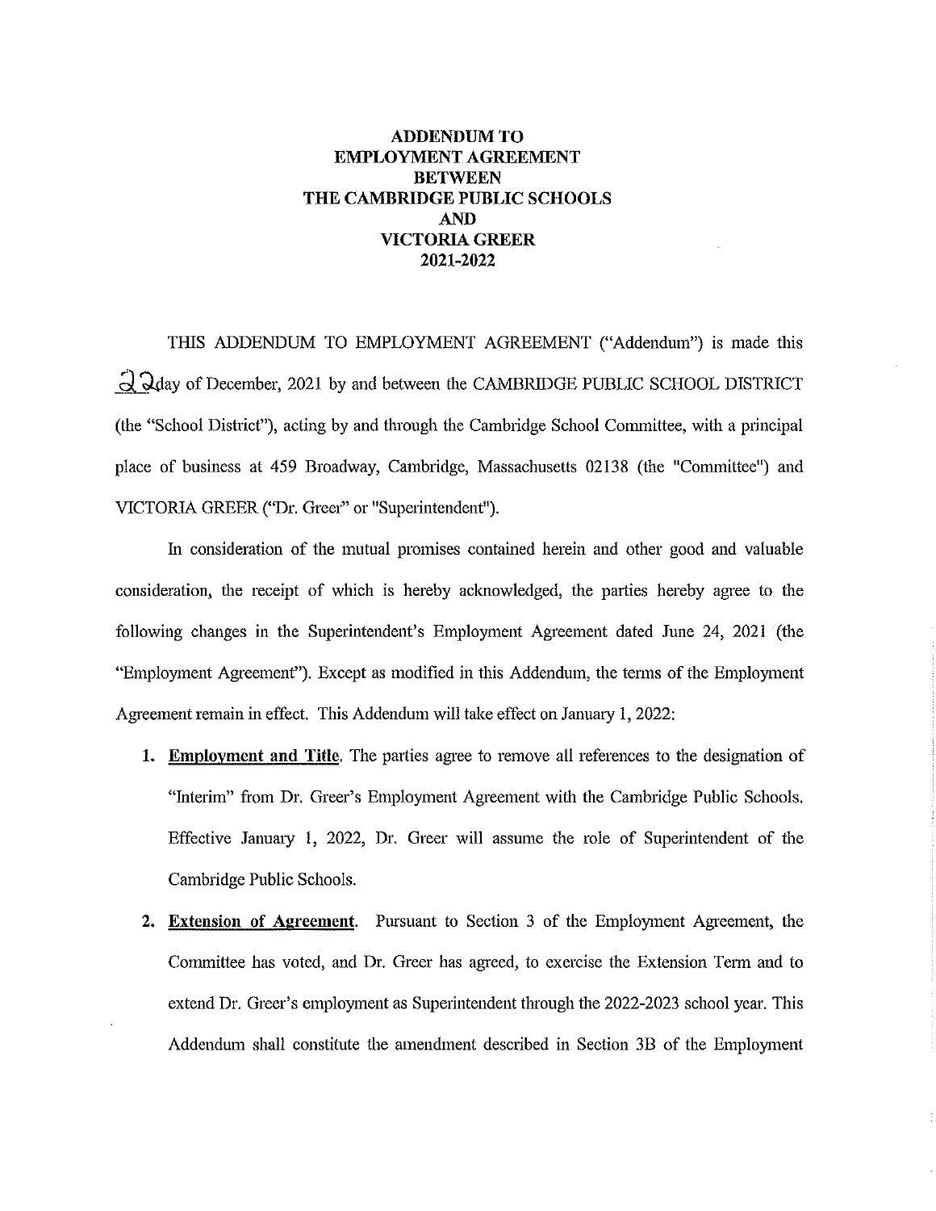# ADDENDUM TO EMPLOYMENT AGREEMENT BETWEEN THE CAMBRIDGE PUBLIC SCHOOLS AND VICTORIA GREER 2021-2022

THIS ADDENDUM TO EMPLOYMENT AGREEMENT ("Addendum") is made this 22 day of December, 2021 by and between the CAMBRIDGE PUBLIC SCHOOL DISTRICT (the "School District"), acting by and through the Cambridge School Committee, with a principal place of business at 459 Broadway, Cambridge, Massachusetts 02138 (the "Committee") and VICTORIA GREER ("Dr. Greer" or "Superintendent").

In consideration of the mutual promises contained herein and other good and valuable consideration, the receipt of which is hereby acknowledged, the parties hereby agree to the following changes in the Superintendent's Employment Agreement dated June 24, 2021 (the "Employment Agreement"). Except as modified in this Addendum, the terms of the Employment Agreement remain in effect. This Addendum will take effect on January 1, 2022:

1. **Employment and Title**. The parties agree to remove all references to the designation of "Interim" from Dr. Greer's Employment Agreement with the Cambridge Public Schools. Effective January 1, 2022, Dr. Greer will assume the role of Superintendent of the Cambridge Public Schools.

2. **Extension of Agreement**. Pursuant to Section 3 of the Employment Agreement, the Committee has voted, and Dr. Greer has agreed, to exercise the Extension Term and to extend Dr. Greer's employment as Superintendent through the 2022-2023 school year. This Addendum shall constitute the amendment described in Section 3B of the Employment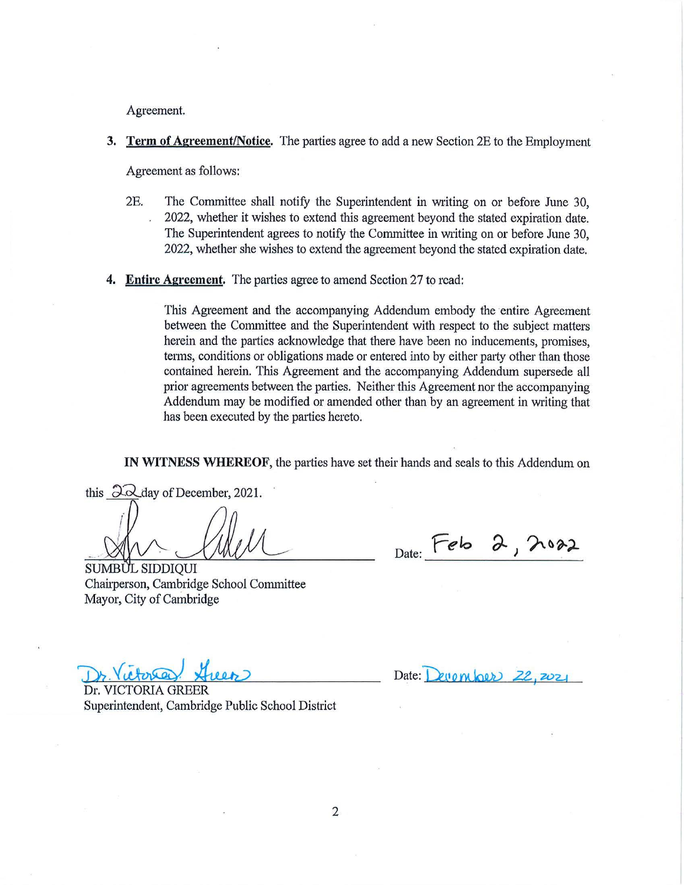Agreement.

3. **Term of Agreement/Notice.** The parties agree to add a new Section 2E to the Employment Agreement as follows:

   2E. The Committee shall notify the Superintendent in writing on or before June 30, 2022, whether it wishes to extend this agreement beyond the stated expiration date. The Superintendent agrees to notify the Committee in writing on or before June 30, 2022, whether she wishes to extend the agreement beyond the stated expiration date.

4. **Entire Agreement.** The parties agree to amend Section 27 to read:

   This Agreement and the accompanying Addendum embody the entire Agreement between the Committee and the Superintendent with respect to the subject matters herein and the parties acknowledge that there have been no inducements, promises, terms, conditions or obligations made or entered into by either party other than those contained herein. This Agreement and the accompanying Addendum supersede all prior agreements between the parties. Neither this Agreement nor the accompanying Addendum may be modified or amended other than by an agreement in writing that has been executed by the parties hereto.

**IN WITNESS WHEREOF**, the parties have set their hands and seals to this Addendum on this 22 day of December, 2021.

SUMBUL SIDDIQUI
Chairperson, Cambridge School Committee
Mayor, City of Cambridge

Date: Feb 2, 2022

Dr. Victoria Greer

Dr. VICTORIA GREER
Superintendent, Cambridge Public School District

Date: December 22, 2021